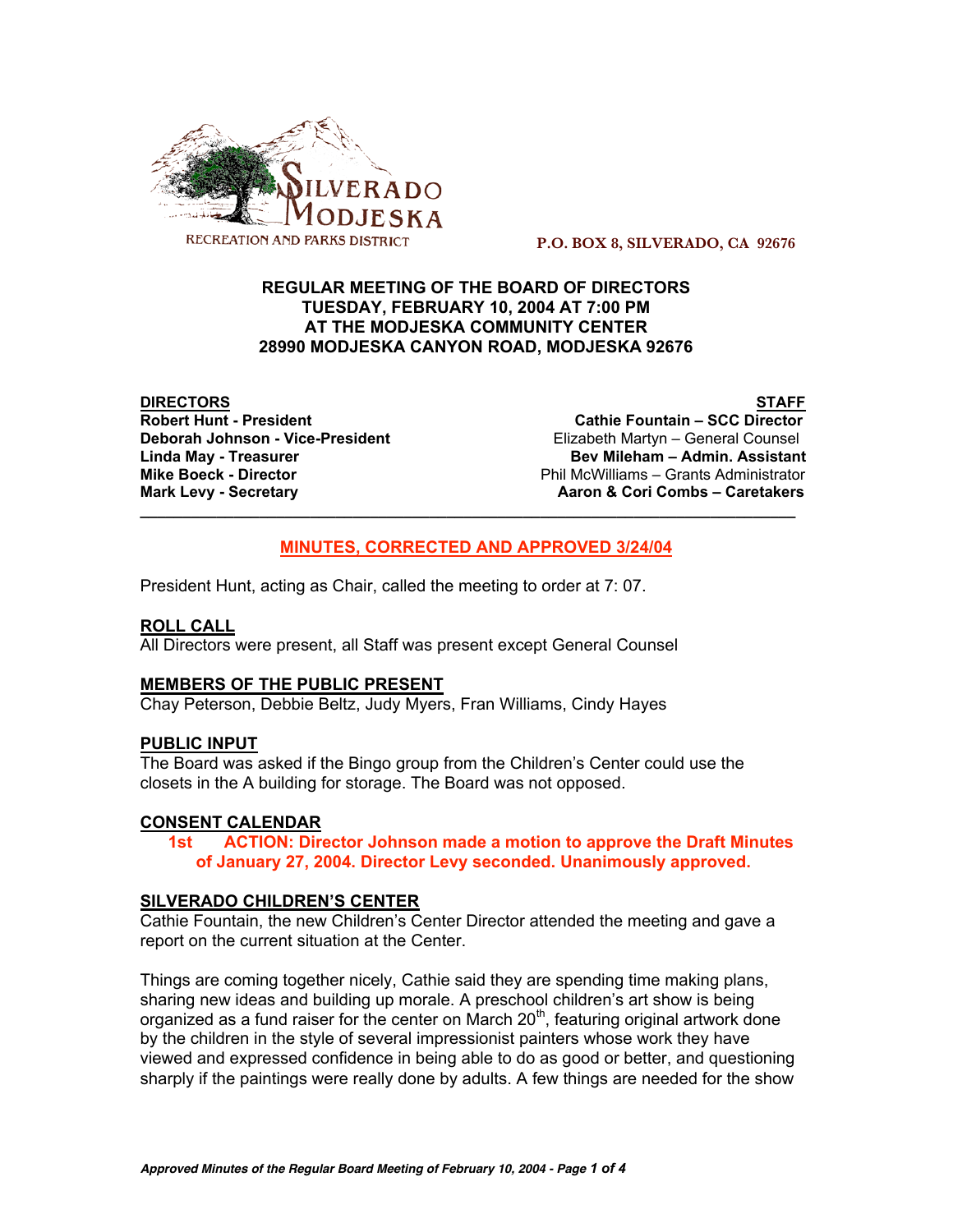SILVERADO MODJESKA
RECREATION AND PARKS DISTRICT

P.O. BOX 8, SILVERADO, CA 92676

**REGULAR MEETING OF THE BOARD OF DIRECTORS**
**TUESDAY, FEBRUARY 10, 2004 AT 7:00 PM**
**AT THE MODJESKA COMMUNITY CENTER**
**28990 MODJESKA CANYON ROAD, MODJESKA 92676**

| **DIRECTORS** | **STAFF** |
|---|---|
| **Robert Hunt - President** | **Cathie Fountain – SCC Director** |
| **Deborah Johnson - Vice-President** | Elizabeth Martyn – General Counsel |
| **Linda May - Treasurer** | **Bev Mileham – Admin. Assistant** |
| **Mike Boeck - Director** | Phil McWilliams – Grants Administrator |
| **Mark Levy - Secretary** | **Aaron & Cori Combs – Caretakers** |

---

## MINUTES, CORRECTED AND APPROVED 3/24/04

President Hunt, acting as Chair, called the meeting to order at 7: 07.

### ROLL CALL

All Directors were present, all Staff was present except General Counsel

### MEMBERS OF THE PUBLIC PRESENT

Chay Peterson, Debbie Beltz, Judy Myers, Fran Williams, Cindy Hayes

### PUBLIC INPUT

The Board was asked if the Bingo group from the Children's Center could use the closets in the A building for storage. The Board was not opposed.

### CONSENT CALENDAR

**1st ACTION: Director Johnson made a motion to approve the Draft Minutes of January 27, 2004. Director Levy seconded. Unanimously approved.**

### SILVERADO CHILDREN'S CENTER

Cathie Fountain, the new Children's Center Director attended the meeting and gave a report on the current situation at the Center.

Things are coming together nicely, Cathie said they are spending time making plans, sharing new ideas and building up morale. A preschool children's art show is being organized as a fund raiser for the center on March 20th, featuring original artwork done by the children in the style of several impressionist painters whose work they have viewed and expressed confidence in being able to do as good or better, and questioning sharply if the paintings were really done by adults. A few things are needed for the show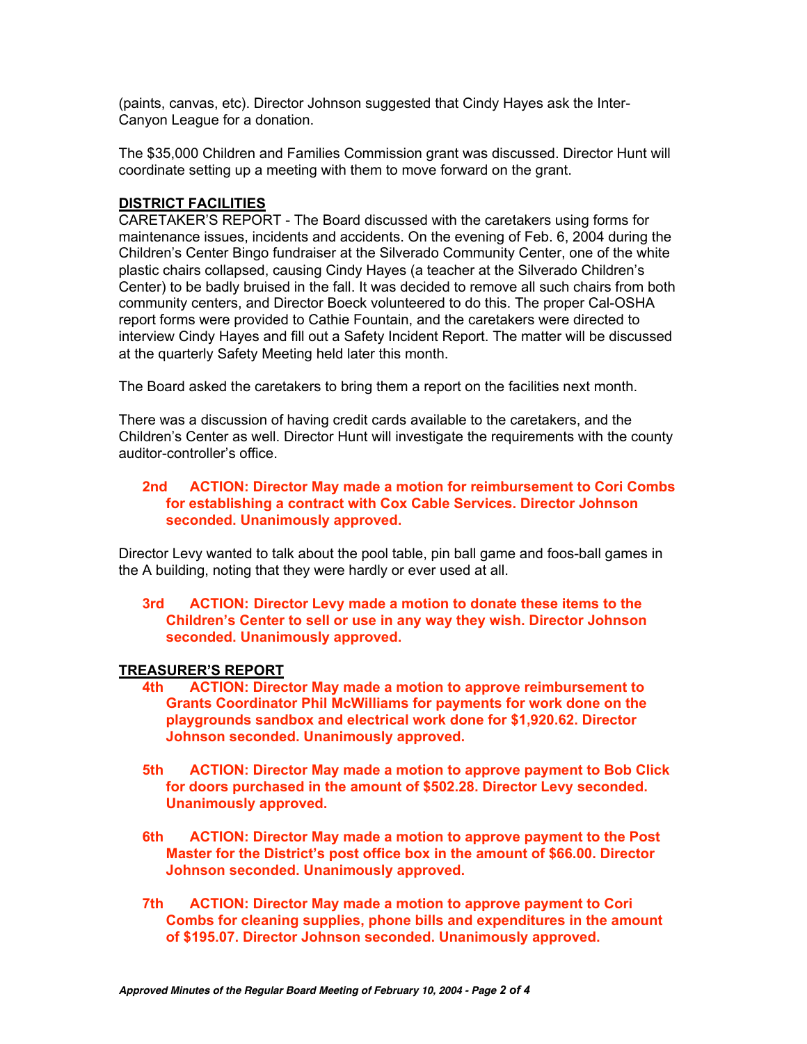(paints, canvas, etc). Director Johnson suggested that Cindy Hayes ask the Inter-Canyon League for a donation.

The $35,000 Children and Families Commission grant was discussed. Director Hunt will coordinate setting up a meeting with them to move forward on the grant.

## DISTRICT FACILITIES

CARETAKER'S REPORT - The Board discussed with the caretakers using forms for maintenance issues, incidents and accidents. On the evening of Feb. 6, 2004 during the Children's Center Bingo fundraiser at the Silverado Community Center, one of the white plastic chairs collapsed, causing Cindy Hayes (a teacher at the Silverado Children's Center) to be badly bruised in the fall. It was decided to remove all such chairs from both community centers, and Director Boeck volunteered to do this. The proper Cal-OSHA report forms were provided to Cathie Fountain, and the caretakers were directed to interview Cindy Hayes and fill out a Safety Incident Report. The matter will be discussed at the quarterly Safety Meeting held later this month.

The Board asked the caretakers to bring them a report on the facilities next month.

There was a discussion of having credit cards available to the caretakers, and the Children's Center as well. Director Hunt will investigate the requirements with the county auditor-controller's office.

> **2nd ACTION: Director May made a motion for reimbursement to Cori Combs for establishing a contract with Cox Cable Services. Director Johnson seconded. Unanimously approved.**

Director Levy wanted to talk about the pool table, pin ball game and foos-ball games in the A building, noting that they were hardly or ever used at all.

> **3rd ACTION: Director Levy made a motion to donate these items to the Children's Center to sell or use in any way they wish. Director Johnson seconded. Unanimously approved.**

## TREASURER'S REPORT

> **4th ACTION: Director May made a motion to approve reimbursement to Grants Coordinator Phil McWilliams for payments for work done on the playgrounds sandbox and electrical work done for $1,920.62. Director Johnson seconded. Unanimously approved.**

> **5th ACTION: Director May made a motion to approve payment to Bob Click for doors purchased in the amount of $502.28. Director Levy seconded. Unanimously approved.**

> **6th ACTION: Director May made a motion to approve payment to the Post Master for the District's post office box in the amount of $66.00. Director Johnson seconded. Unanimously approved.**

> **7th ACTION: Director May made a motion to approve payment to Cori Combs for cleaning supplies, phone bills and expenditures in the amount of $195.07. Director Johnson seconded. Unanimously approved.**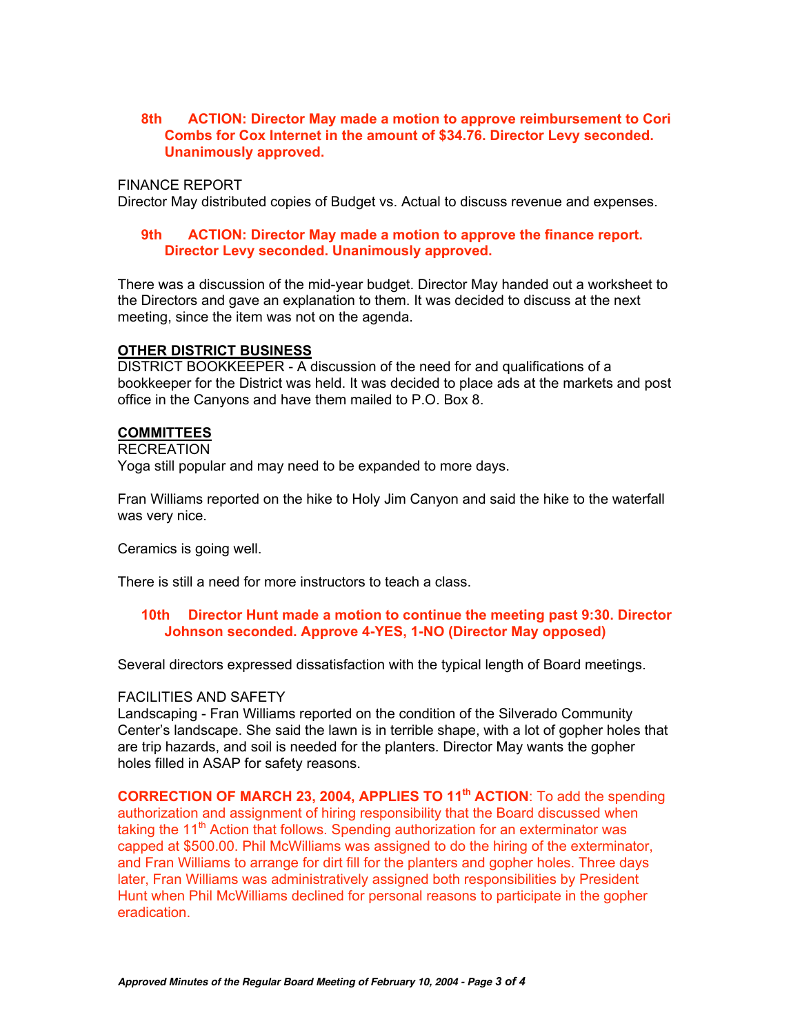**8th ACTION: Director May made a motion to approve reimbursement to Cori Combs for Cox Internet in the amount of $34.76. Director Levy seconded. Unanimously approved.**

FINANCE REPORT
Director May distributed copies of Budget vs. Actual to discuss revenue and expenses.

**9th ACTION: Director May made a motion to approve the finance report. Director Levy seconded. Unanimously approved.**

There was a discussion of the mid-year budget. Director May handed out a worksheet to the Directors and gave an explanation to them. It was decided to discuss at the next meeting, since the item was not on the agenda.

## OTHER DISTRICT BUSINESS

DISTRICT BOOKKEEPER - A discussion of the need for and qualifications of a bookkeeper for the District was held. It was decided to place ads at the markets and post office in the Canyons and have them mailed to P.O. Box 8.

## COMMITTEES

RECREATION
Yoga still popular and may need to be expanded to more days.

Fran Williams reported on the hike to Holy Jim Canyon and said the hike to the waterfall was very nice.

Ceramics is going well.

There is still a need for more instructors to teach a class.

**10th Director Hunt made a motion to continue the meeting past 9:30. Director Johnson seconded. Approve 4-YES, 1-NO (Director May opposed)**

Several directors expressed dissatisfaction with the typical length of Board meetings.

FACILITIES AND SAFETY
Landscaping - Fran Williams reported on the condition of the Silverado Community Center's landscape. She said the lawn is in terrible shape, with a lot of gopher holes that are trip hazards, and soil is needed for the planters. Director May wants the gopher holes filled in ASAP for safety reasons.

**CORRECTION OF MARCH 23, 2004, APPLIES TO 11th ACTION**: To add the spending authorization and assignment of hiring responsibility that the Board discussed when taking the 11th Action that follows. Spending authorization for an exterminator was capped at $500.00. Phil McWilliams was assigned to do the hiring of the exterminator, and Fran Williams to arrange for dirt fill for the planters and gopher holes. Three days later, Fran Williams was administratively assigned both responsibilities by President Hunt when Phil McWilliams declined for personal reasons to participate in the gopher eradication.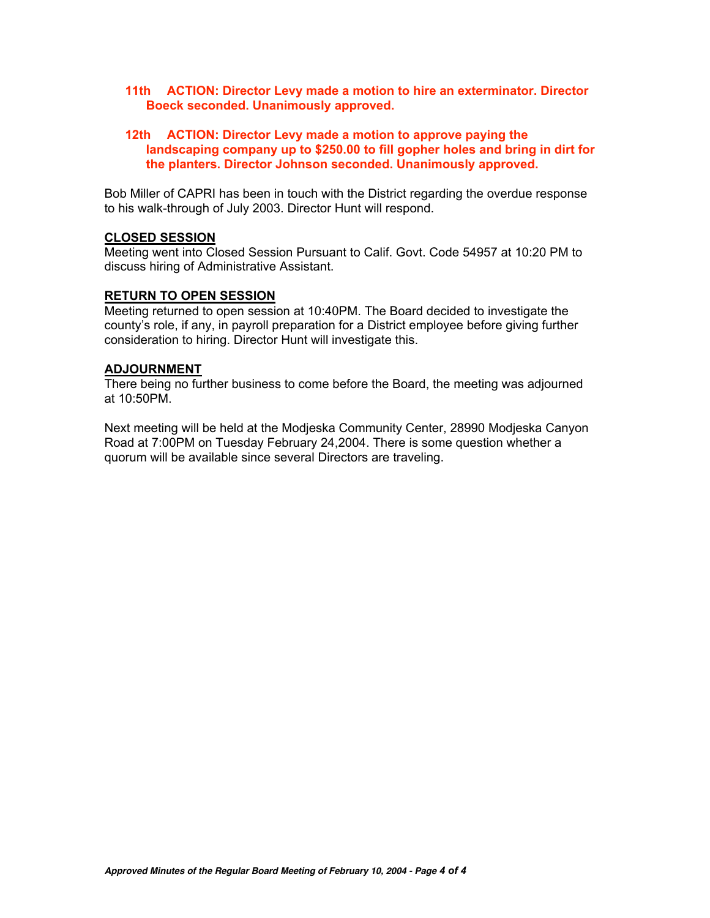**11th ACTION: Director Levy made a motion to hire an exterminator. Director Boeck seconded. Unanimously approved.**

**12th ACTION: Director Levy made a motion to approve paying the landscaping company up to $250.00 to fill gopher holes and bring in dirt for the planters. Director Johnson seconded. Unanimously approved.**

Bob Miller of CAPRI has been in touch with the District regarding the overdue response to his walk-through of July 2003. Director Hunt will respond.

**CLOSED SESSION**

Meeting went into Closed Session Pursuant to Calif. Govt. Code 54957 at 10:20 PM to discuss hiring of Administrative Assistant.

**RETURN TO OPEN SESSION**

Meeting returned to open session at 10:40PM. The Board decided to investigate the county's role, if any, in payroll preparation for a District employee before giving further consideration to hiring. Director Hunt will investigate this.

**ADJOURNMENT**

There being no further business to come before the Board, the meeting was adjourned at 10:50PM.

Next meeting will be held at the Modjeska Community Center, 28990 Modjeska Canyon Road at 7:00PM on Tuesday February 24,2004. There is some question whether a quorum will be available since several Directors are traveling.